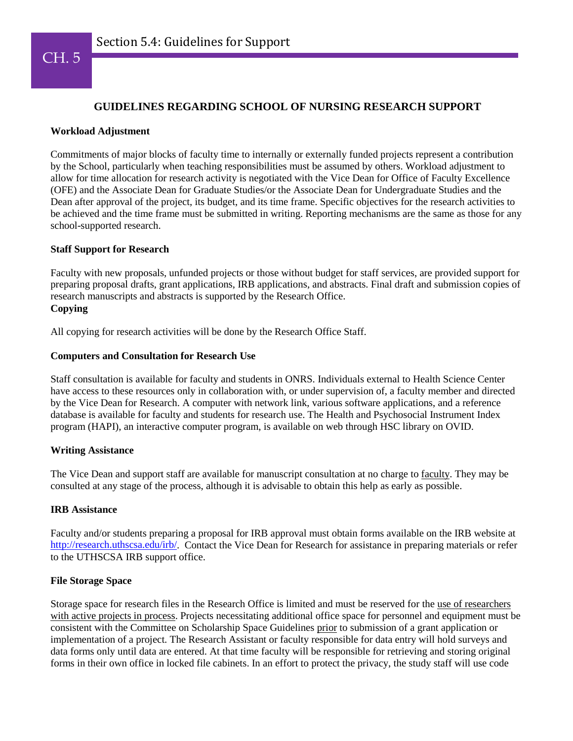# GUIDELINES REGARDING SCHOOL OF NURSING RESEARCH SUPPORT

**Workload Adjustment**

Commitments of major blocks of faculty time to internally or externally funded projects represent a contribution by the School, particularly when teaching responsibilities must be assumed by others. Workload adjustment to allow for time allocation for research activity is negotiated with the Vice Dean for Office of Faculty Excellence (OFE) and the Associate Dean for Graduate Studies/or the Associate Dean for Undergraduate Studies and the Dean after approval of the project, its budget, and its time frame. Specific objectives for the research activities to be achieved and the time frame must be submitted in writing. Reporting mechanisms are the same as those for any school-supported research.

**Staff Support for Research**

Faculty with new proposals, unfunded projects or those without budget for staff services, are provided support for preparing proposal drafts, grant applications, IRB applications, and abstracts. Final draft and submission copies of research manuscripts and abstracts is supported by the Research Office.

**Copying**

All copying for research activities will be done by the Research Office Staff.

**Computers and Consultation for Research Use**

Staff consultation is available for faculty and students in ONRS. Individuals external to Health Science Center have access to these resources only in collaboration with, or under supervision of, a faculty member and directed by the Vice Dean for Research. A computer with network link, various software applications, and a reference database is available for faculty and students for research use. The Health and Psychosocial Instrument Index program (HAPI), an interactive computer program, is available on web through HSC library on OVID.

**Writing Assistance**

The Vice Dean and support staff are available for manuscript consultation at no charge to faculty. They may be consulted at any stage of the process, although it is advisable to obtain this help as early as possible.

**IRB Assistance**

Faculty and/or students preparing a proposal for IRB approval must obtain forms available on the IRB website at http://research.uthscsa.edu/irb/. Contact the Vice Dean for Research for assistance in preparing materials or refer to the UTHSCSA IRB support office.

**File Storage Space**

Storage space for research files in the Research Office is limited and must be reserved for the use of researchers with active projects in process. Projects necessitating additional office space for personnel and equipment must be consistent with the Committee on Scholarship Space Guidelines prior to submission of a grant application or implementation of a project. The Research Assistant or faculty responsible for data entry will hold surveys and data forms only until data are entered. At that time faculty will be responsible for retrieving and storing original forms in their own office in locked file cabinets. In an effort to protect the privacy, the study staff will use code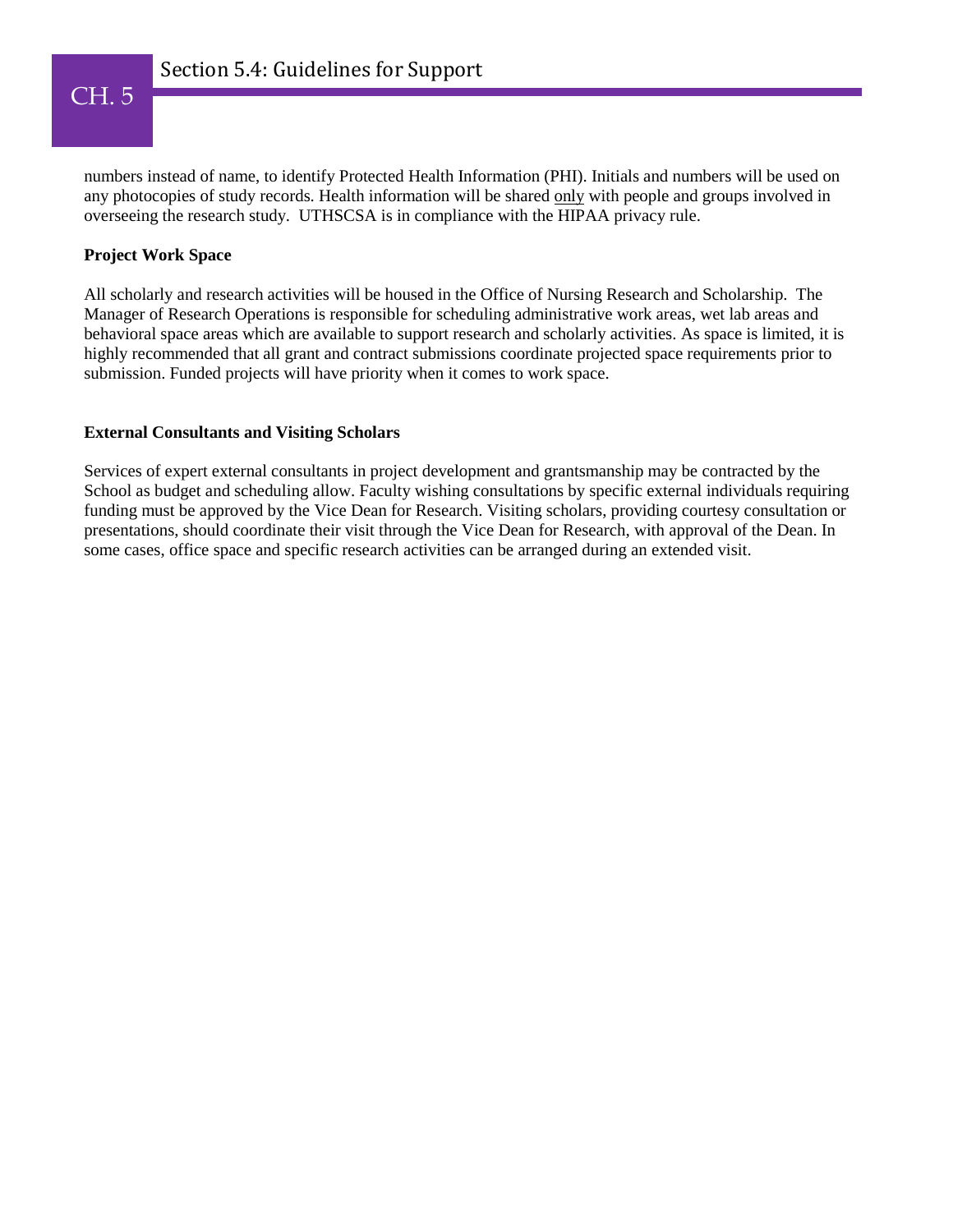numbers instead of name, to identify Protected Health Information (PHI). Initials and numbers will be used on any photocopies of study records. Health information will be shared only with people and groups involved in overseeing the research study. UTHSCSA is in compliance with the HIPAA privacy rule.

**Project Work Space**

All scholarly and research activities will be housed in the Office of Nursing Research and Scholarship. The Manager of Research Operations is responsible for scheduling administrative work areas, wet lab areas and behavioral space areas which are available to support research and scholarly activities. As space is limited, it is highly recommended that all grant and contract submissions coordinate projected space requirements prior to submission. Funded projects will have priority when it comes to work space.

**External Consultants and Visiting Scholars**

Services of expert external consultants in project development and grantsmanship may be contracted by the School as budget and scheduling allow. Faculty wishing consultations by specific external individuals requiring funding must be approved by the Vice Dean for Research. Visiting scholars, providing courtesy consultation or presentations, should coordinate their visit through the Vice Dean for Research, with approval of the Dean. In some cases, office space and specific research activities can be arranged during an extended visit.